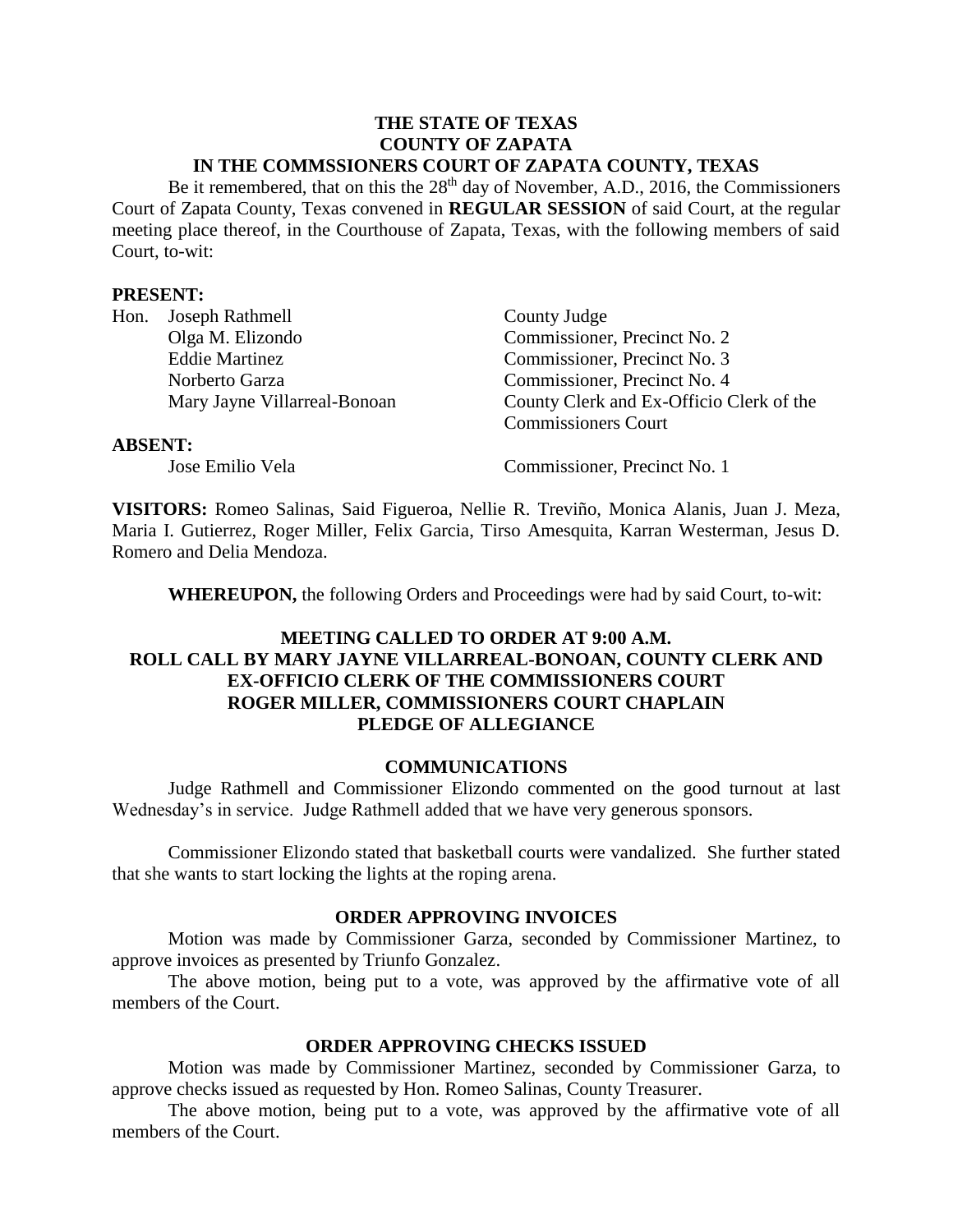**THE STATE OF TEXAS**
**COUNTY OF ZAPATA**
**IN THE COMMSSIONERS COURT OF ZAPATA COUNTY, TEXAS**

Be it remembered, that on this the 28th day of November, A.D., 2016, the Commissioners Court of Zapata County, Texas convened in **REGULAR SESSION** of said Court, at the regular meeting place thereof, in the Courthouse of Zapata, Texas, with the following members of said Court, to-wit:

**PRESENT:**

| | | |
|---|---|---|
| Hon. | Joseph Rathmell | County Judge |
| | Olga M. Elizondo | Commissioner, Precinct No. 2 |
| | Eddie Martinez | Commissioner, Precinct No. 3 |
| | Norberto Garza | Commissioner, Precinct No. 4 |
| | Mary Jayne Villarreal-Bonoan | County Clerk and Ex-Officio Clerk of the Commissioners Court |

**ABSENT:**

| | |
|---|---|
| Jose Emilio Vela | Commissioner, Precinct No. 1 |

**VISITORS:** Romeo Salinas, Said Figueroa, Nellie R. Treviño, Monica Alanis, Juan J. Meza, Maria I. Gutierrez, Roger Miller, Felix Garcia, Tirso Amesquita, Karran Westerman, Jesus D. Romero and Delia Mendoza.

**WHEREUPON,** the following Orders and Proceedings were had by said Court, to-wit:

**MEETING CALLED TO ORDER AT 9:00 A.M.**
**ROLL CALL BY MARY JAYNE VILLARREAL-BONOAN, COUNTY CLERK AND EX-OFFICIO CLERK OF THE COMMISSIONERS COURT**
**ROGER MILLER, COMMISSIONERS COURT CHAPLAIN**
**PLEDGE OF ALLEGIANCE**

**COMMUNICATIONS**

Judge Rathmell and Commissioner Elizondo commented on the good turnout at last Wednesday's in service. Judge Rathmell added that we have very generous sponsors.

Commissioner Elizondo stated that basketball courts were vandalized. She further stated that she wants to start locking the lights at the roping arena.

**ORDER APPROVING INVOICES**

Motion was made by Commissioner Garza, seconded by Commissioner Martinez, to approve invoices as presented by Triunfo Gonzalez.

The above motion, being put to a vote, was approved by the affirmative vote of all members of the Court.

**ORDER APPROVING CHECKS ISSUED**

Motion was made by Commissioner Martinez, seconded by Commissioner Garza, to approve checks issued as requested by Hon. Romeo Salinas, County Treasurer.

The above motion, being put to a vote, was approved by the affirmative vote of all members of the Court.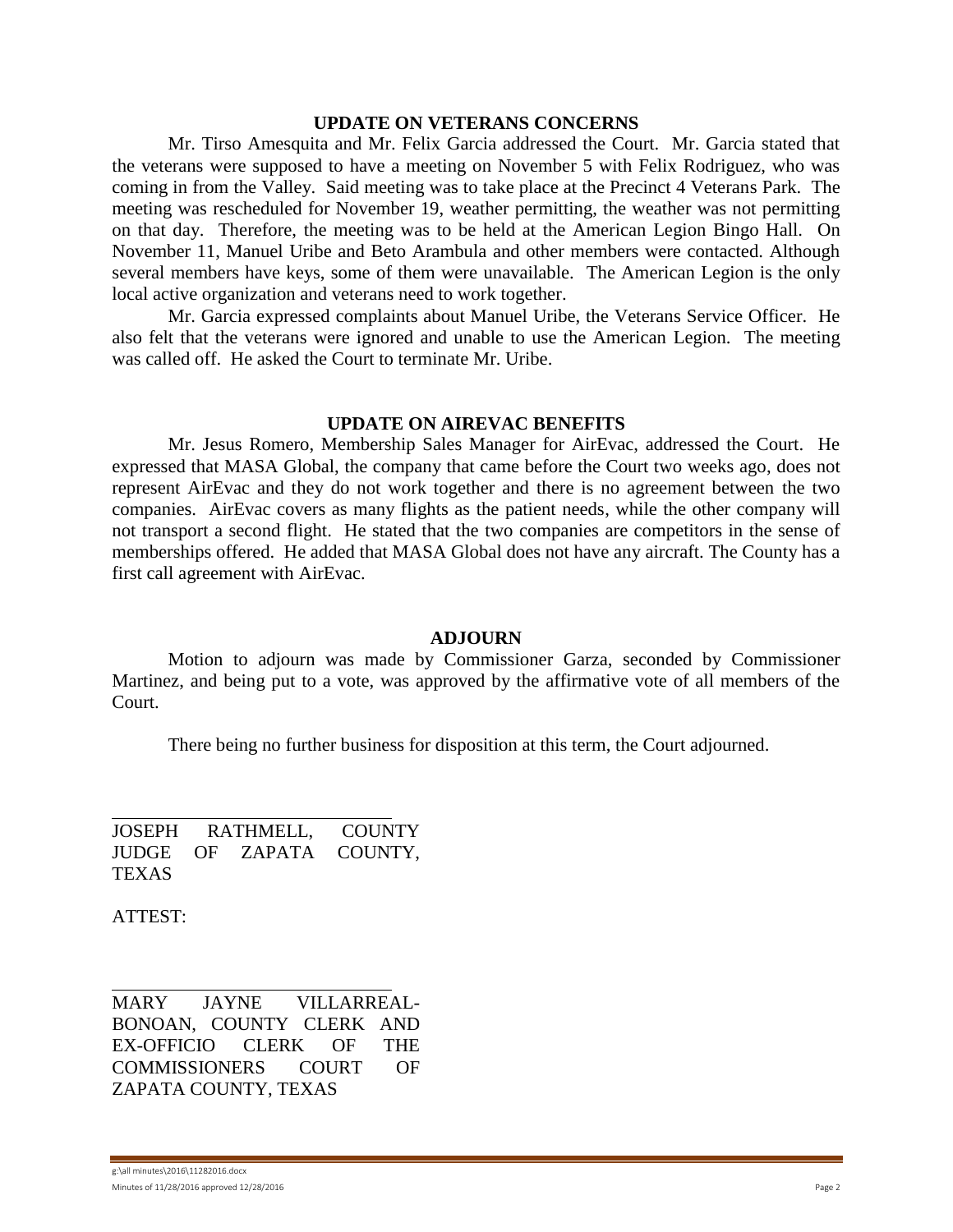## UPDATE ON VETERANS CONCERNS

Mr. Tirso Amesquita and Mr. Felix Garcia addressed the Court. Mr. Garcia stated that the veterans were supposed to have a meeting on November 5 with Felix Rodriguez, who was coming in from the Valley. Said meeting was to take place at the Precinct 4 Veterans Park. The meeting was rescheduled for November 19, weather permitting, the weather was not permitting on that day. Therefore, the meeting was to be held at the American Legion Bingo Hall. On November 11, Manuel Uribe and Beto Arambula and other members were contacted. Although several members have keys, some of them were unavailable. The American Legion is the only local active organization and veterans need to work together.

Mr. Garcia expressed complaints about Manuel Uribe, the Veterans Service Officer. He also felt that the veterans were ignored and unable to use the American Legion. The meeting was called off. He asked the Court to terminate Mr. Uribe.

## UPDATE ON AIREVAC BENEFITS

Mr. Jesus Romero, Membership Sales Manager for AirEvac, addressed the Court. He expressed that MASA Global, the company that came before the Court two weeks ago, does not represent AirEvac and they do not work together and there is no agreement between the two companies. AirEvac covers as many flights as the patient needs, while the other company will not transport a second flight. He stated that the two companies are competitors in the sense of memberships offered. He added that MASA Global does not have any aircraft. The County has a first call agreement with AirEvac.

## ADJOURN

Motion to adjourn was made by Commissioner Garza, seconded by Commissioner Martinez, and being put to a vote, was approved by the affirmative vote of all members of the Court.

There being no further business for disposition at this term, the Court adjourned.

\_\_\_\_\_\_\_\_\_\_\_\_\_\_\_\_\_\_\_\_\_\_\_\_\_\_\_\_\_\_

JOSEPH RATHMELL, COUNTY JUDGE OF ZAPATA COUNTY, TEXAS

ATTEST:

\_\_\_\_\_\_\_\_\_\_\_\_\_\_\_\_\_\_\_\_\_\_\_\_\_\_\_\_\_\_

MARY JAYNE VILLARREAL-BONOAN, COUNTY CLERK AND EX-OFFICIO CLERK OF THE COMMISSIONERS COURT OF ZAPATA COUNTY, TEXAS